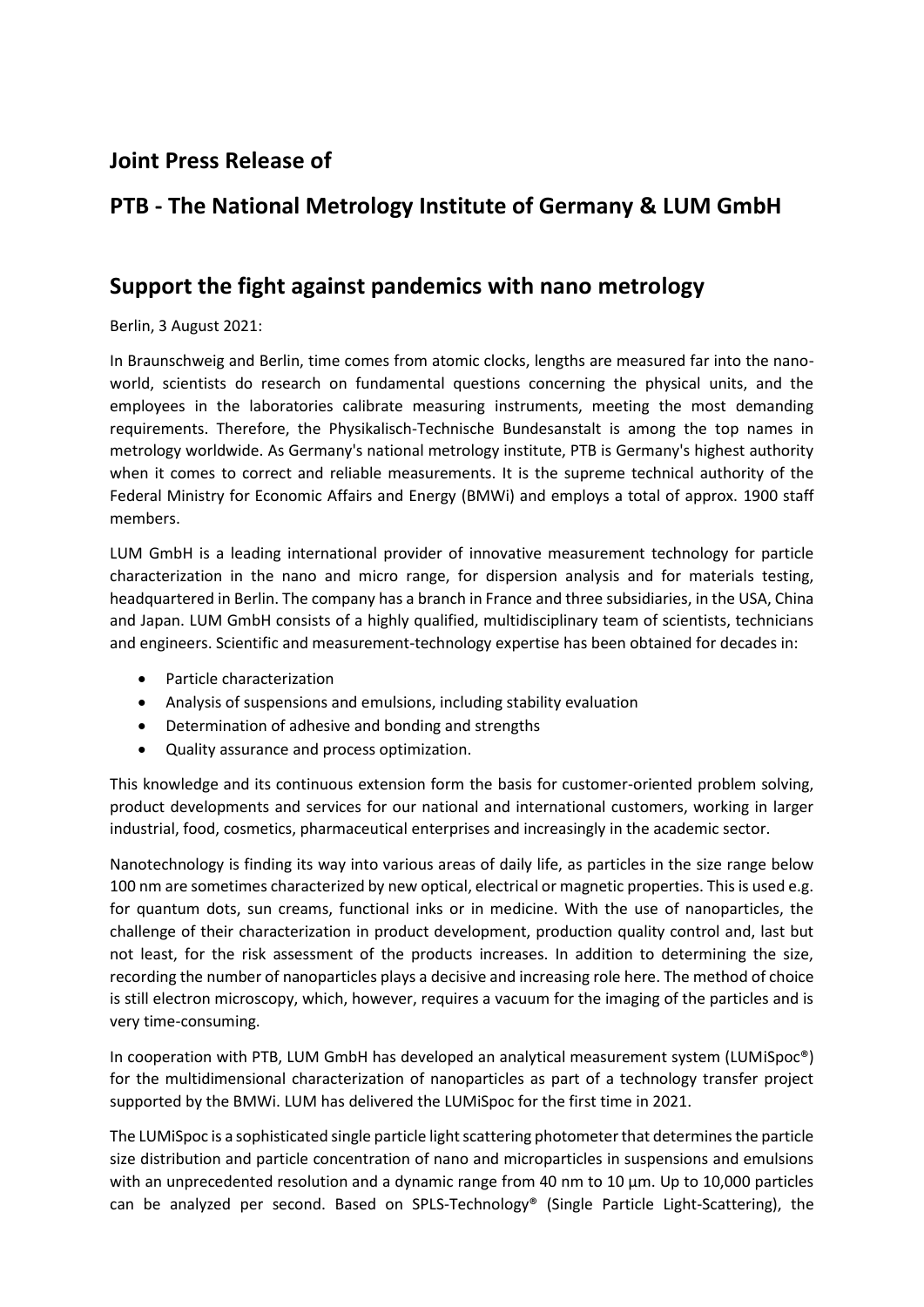## Joint Press Release of

## PTB - The National Metrology Institute of Germany & LUM GmbH

# Support the fight against pandemics with nano metrology

Berlin, 3 August 2021:

In Braunschweig and Berlin, time comes from atomic clocks, lengths are measured far into the nano-world, scientists do research on fundamental questions concerning the physical units, and the employees in the laboratories calibrate measuring instruments, meeting the most demanding requirements. Therefore, the Physikalisch-Technische Bundesanstalt is among the top names in metrology worldwide. As Germany's national metrology institute, PTB is Germany's highest authority when it comes to correct and reliable measurements. It is the supreme technical authority of the Federal Ministry for Economic Affairs and Energy (BMWi) and employs a total of approx. 1900 staff members.

LUM GmbH is a leading international provider of innovative measurement technology for particle characterization in the nano and micro range, for dispersion analysis and for materials testing, headquartered in Berlin. The company has a branch in France and three subsidiaries, in the USA, China and Japan. LUM GmbH consists of a highly qualified, multidisciplinary team of scientists, technicians and engineers. Scientific and measurement-technology expertise has been obtained for decades in:

- Particle characterization
- Analysis of suspensions and emulsions, including stability evaluation
- Determination of adhesive and bonding and strengths
- Quality assurance and process optimization.

This knowledge and its continuous extension form the basis for customer-oriented problem solving, product developments and services for our national and international customers, working in larger industrial, food, cosmetics, pharmaceutical enterprises and increasingly in the academic sector.

Nanotechnology is finding its way into various areas of daily life, as particles in the size range below 100 nm are sometimes characterized by new optical, electrical or magnetic properties. This is used e.g. for quantum dots, sun creams, functional inks or in medicine. With the use of nanoparticles, the challenge of their characterization in product development, production quality control and, last but not least, for the risk assessment of the products increases. In addition to determining the size, recording the number of nanoparticles plays a decisive and increasing role here. The method of choice is still electron microscopy, which, however, requires a vacuum for the imaging of the particles and is very time-consuming.

In cooperation with PTB, LUM GmbH has developed an analytical measurement system (LUMiSpoc®) for the multidimensional characterization of nanoparticles as part of a technology transfer project supported by the BMWi. LUM has delivered the LUMiSpoc for the first time in 2021.

The LUMiSpoc is a sophisticated single particle light scattering photometer that determines the particle size distribution and particle concentration of nano and microparticles in suspensions and emulsions with an unprecedented resolution and a dynamic range from 40 nm to 10 µm. Up to 10,000 particles can be analyzed per second. Based on SPLS-Technology® (Single Particle Light-Scattering), the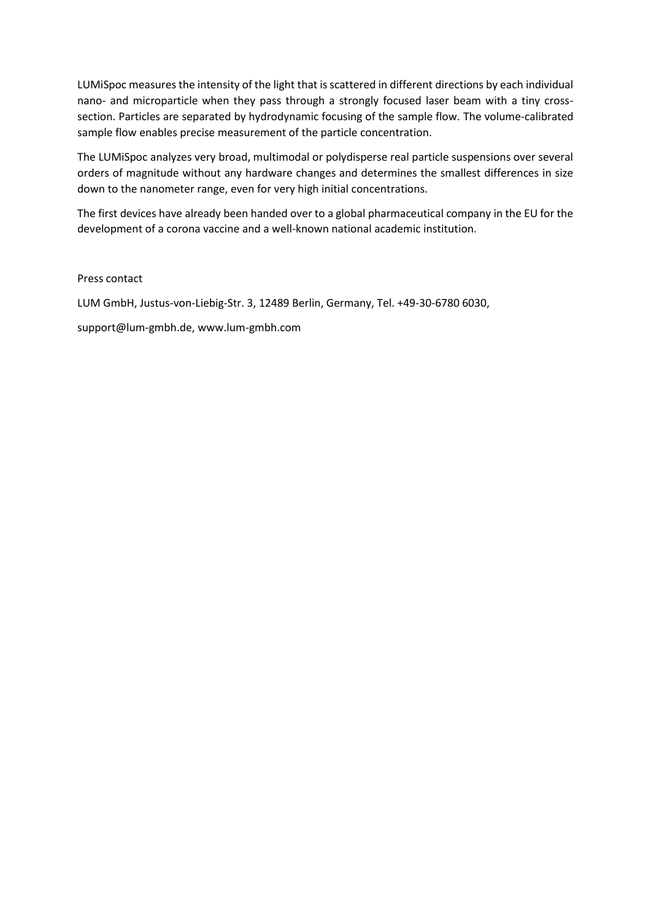LUMiSpoc measures the intensity of the light that is scattered in different directions by each individual nano- and microparticle when they pass through a strongly focused laser beam with a tiny cross-section. Particles are separated by hydrodynamic focusing of the sample flow. The volume-calibrated sample flow enables precise measurement of the particle concentration.

The LUMiSpoc analyzes very broad, multimodal or polydisperse real particle suspensions over several orders of magnitude without any hardware changes and determines the smallest differences in size down to the nanometer range, even for very high initial concentrations.

The first devices have already been handed over to a global pharmaceutical company in the EU for the development of a corona vaccine and a well-known national academic institution.

Press contact

LUM GmbH, Justus-von-Liebig-Str. 3, 12489 Berlin, Germany, Tel. +49-30-6780 6030,

support@lum-gmbh.de, www.lum-gmbh.com